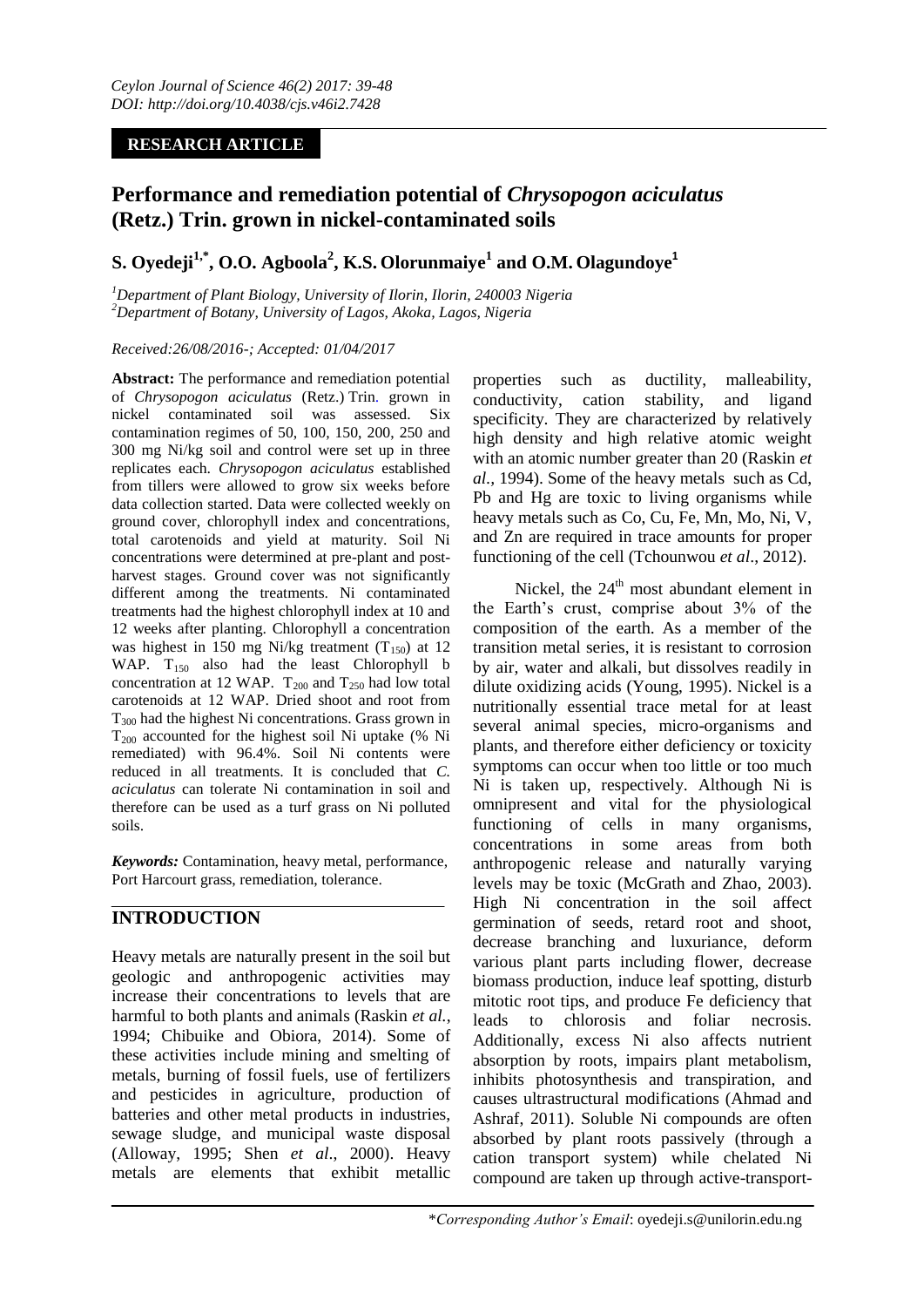**RESEARCH ARTICLE**

# Performance and remediation potential of *Chrysopogon aciculatus* (Retz.) Trin. grown in nickel-contaminated soils

**S. Oyedeji[1,*], O.O. Agboola[2], K.S. Olorunmaiye[1] and O.M. Olagundoye[1]**

[1]*Department of Plant Biology, University of Ilorin, Ilorin, 240003 Nigeria*
[2]*Department of Botany, University of Lagos, Akoka, Lagos, Nigeria*

*Received:26/08/2016-; Accepted: 01/04/2017*

**Abstract:** The performance and remediation potential of *Chrysopogon aciculatus* (Retz.) Trin. grown in nickel contaminated soil was assessed. Six contamination regimes of 50, 100, 150, 200, 250 and 300 mg Ni/kg soil and control were set up in three replicates each. *Chrysopogon aciculatus* established from tillers were allowed to grow six weeks before data collection started. Data were collected weekly on ground cover, chlorophyll index and concentrations, total carotenoids and yield at maturity. Soil Ni concentrations were determined at pre-plant and post-harvest stages. Ground cover was not significantly different among the treatments. Ni contaminated treatments had the highest chlorophyll index at 10 and 12 weeks after planting. Chlorophyll a concentration was highest in 150 mg Ni/kg treatment ($T_{150}$) at 12 WAP. $T_{150}$ also had the least Chlorophyll b concentration at 12 WAP. $T_{200}$ and $T_{250}$ had low total carotenoids at 12 WAP. Dried shoot and root from $T_{300}$ had the highest Ni concentrations. Grass grown in $T_{200}$ accounted for the highest soil Ni uptake (% Ni remediated) with 96.4%. Soil Ni contents were reduced in all treatments. It is concluded that *C. aciculatus* can tolerate Ni contamination in soil and therefore can be used as a turf grass on Ni polluted soils.

***Keywords:*** Contamination, heavy metal, performance, Port Harcourt grass, remediation, tolerance.

## INTRODUCTION

Heavy metals are naturally present in the soil but geologic and anthropogenic activities may increase their concentrations to levels that are harmful to both plants and animals (Raskin *et al.*, 1994; Chibuike and Obiora, 2014). Some of these activities include mining and smelting of metals, burning of fossil fuels, use of fertilizers and pesticides in agriculture, production of batteries and other metal products in industries, sewage sludge, and municipal waste disposal (Alloway, 1995; Shen *et al*., 2000). Heavy metals are elements that exhibit metallic properties such as ductility, malleability, conductivity, cation stability, and ligand specificity. They are characterized by relatively high density and high relative atomic weight with an atomic number greater than 20 (Raskin *et al*., 1994). Some of the heavy metals such as Cd, Pb and Hg are toxic to living organisms while heavy metals such as Co, Cu, Fe, Mn, Mo, Ni, V, and Zn are required in trace amounts for proper functioning of the cell (Tchounwou *et al*., 2012).

Nickel, the 24$^{th}$ most abundant element in the Earth's crust, comprise about 3% of the composition of the earth. As a member of the transition metal series, it is resistant to corrosion by air, water and alkali, but dissolves readily in dilute oxidizing acids (Young, 1995). Nickel is a nutritionally essential trace metal for at least several animal species, micro-organisms and plants, and therefore either deficiency or toxicity symptoms can occur when too little or too much Ni is taken up, respectively. Although Ni is omnipresent and vital for the physiological functioning of cells in many organisms, concentrations in some areas from both anthropogenic release and naturally varying levels may be toxic (McGrath and Zhao, 2003). High Ni concentration in the soil affect germination of seeds, retard root and shoot, decrease branching and luxuriance, deform various plant parts including flower, decrease biomass production, induce leaf spotting, disturb mitotic root tips, and produce Fe deficiency that leads to chlorosis and foliar necrosis. Additionally, excess Ni also affects nutrient absorption by roots, impairs plant metabolism, inhibits photosynthesis and transpiration, and causes ultrastructural modifications (Ahmad and Ashraf, 2011). Soluble Ni compounds are often absorbed by plant roots passively (through a cation transport system) while chelated Ni compound are taken up through active-transport-

*\*Corresponding Author's Email*: oyedeji.s@unilorin.edu.ng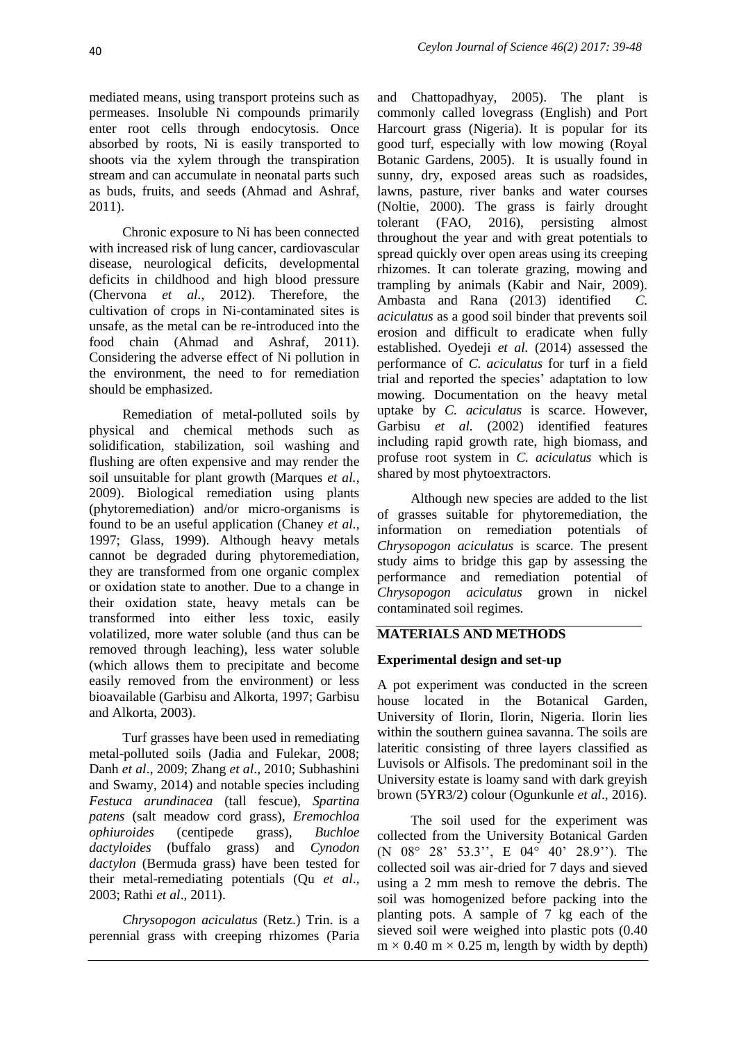mediated means, using transport proteins such as permeases. Insoluble Ni compounds primarily enter root cells through endocytosis. Once absorbed by roots, Ni is easily transported to shoots via the xylem through the transpiration stream and can accumulate in neonatal parts such as buds, fruits, and seeds (Ahmad and Ashraf, 2011).

Chronic exposure to Ni has been connected with increased risk of lung cancer, cardiovascular disease, neurological deficits, developmental deficits in childhood and high blood pressure (Chervona *et al.*, 2012). Therefore, the cultivation of crops in Ni-contaminated sites is unsafe, as the metal can be re-introduced into the food chain (Ahmad and Ashraf, 2011). Considering the adverse effect of Ni pollution in the environment, the need to for remediation should be emphasized.

Remediation of metal-polluted soils by physical and chemical methods such as solidification, stabilization, soil washing and flushing are often expensive and may render the soil unsuitable for plant growth (Marques *et al.*, 2009). Biological remediation using plants (phytoremediation) and/or micro-organisms is found to be an useful application (Chaney *et al.*, 1997; Glass, 1999). Although heavy metals cannot be degraded during phytoremediation, they are transformed from one organic complex or oxidation state to another. Due to a change in their oxidation state, heavy metals can be transformed into either less toxic, easily volatilized, more water soluble (and thus can be removed through leaching), less water soluble (which allows them to precipitate and become easily removed from the environment) or less bioavailable (Garbisu and Alkorta, 1997; Garbisu and Alkorta, 2003).

Turf grasses have been used in remediating metal-polluted soils (Jadia and Fulekar, 2008; Danh *et al*., 2009; Zhang *et al*., 2010; Subhashini and Swamy, 2014) and notable species including *Festuca arundinacea* (tall fescue), *Spartina patens* (salt meadow cord grass), *Eremochloa ophiuroides* (centipede grass), *Buchloe dactyloides* (buffalo grass) and *Cynodon dactylon* (Bermuda grass) have been tested for their metal-remediating potentials (Qu *et al*., 2003; Rathi *et al*., 2011).

*Chrysopogon aciculatus* (Retz.) Trin. is a perennial grass with creeping rhizomes (Paria and Chattopadhyay, 2005). The plant is commonly called lovegrass (English) and Port Harcourt grass (Nigeria). It is popular for its good turf, especially with low mowing (Royal Botanic Gardens, 2005). It is usually found in sunny, dry, exposed areas such as roadsides, lawns, pasture, river banks and water courses (Noltie, 2000). The grass is fairly drought tolerant (FAO, 2016), persisting almost throughout the year and with great potentials to spread quickly over open areas using its creeping rhizomes. It can tolerate grazing, mowing and trampling by animals (Kabir and Nair, 2009). Ambasta and Rana (2013) identified *C. aciculatus* as a good soil binder that prevents soil erosion and difficult to eradicate when fully established. Oyedeji *et al.* (2014) assessed the performance of *C. aciculatus* for turf in a field trial and reported the species' adaptation to low mowing. Documentation on the heavy metal uptake by *C. aciculatus* is scarce. However, Garbisu *et al.* (2002) identified features including rapid growth rate, high biomass, and profuse root system in *C. aciculatus* which is shared by most phytoextractors.

Although new species are added to the list of grasses suitable for phytoremediation, the information on remediation potentials of *Chrysopogon aciculatus* is scarce. The present study aims to bridge this gap by assessing the performance and remediation potential of *Chrysopogon aciculatus* grown in nickel contaminated soil regimes.

## MATERIALS AND METHODS

### Experimental design and set-up

A pot experiment was conducted in the screen house located in the Botanical Garden, University of Ilorin, Ilorin, Nigeria. Ilorin lies within the southern guinea savanna. The soils are lateritic consisting of three layers classified as Luvisols or Alfisols. The predominant soil in the University estate is loamy sand with dark greyish brown (5YR3/2) colour (Ogunkunle *et al*., 2016).

The soil used for the experiment was collected from the University Botanical Garden (N 08° 28' 53.3'', E 04° 40' 28.9''). The collected soil was air-dried for 7 days and sieved using a 2 mm mesh to remove the debris. The soil was homogenized before packing into the planting pots. A sample of 7 kg each of the sieved soil were weighed into plastic pots (0.40 m × 0.40 m × 0.25 m, length by width by depth)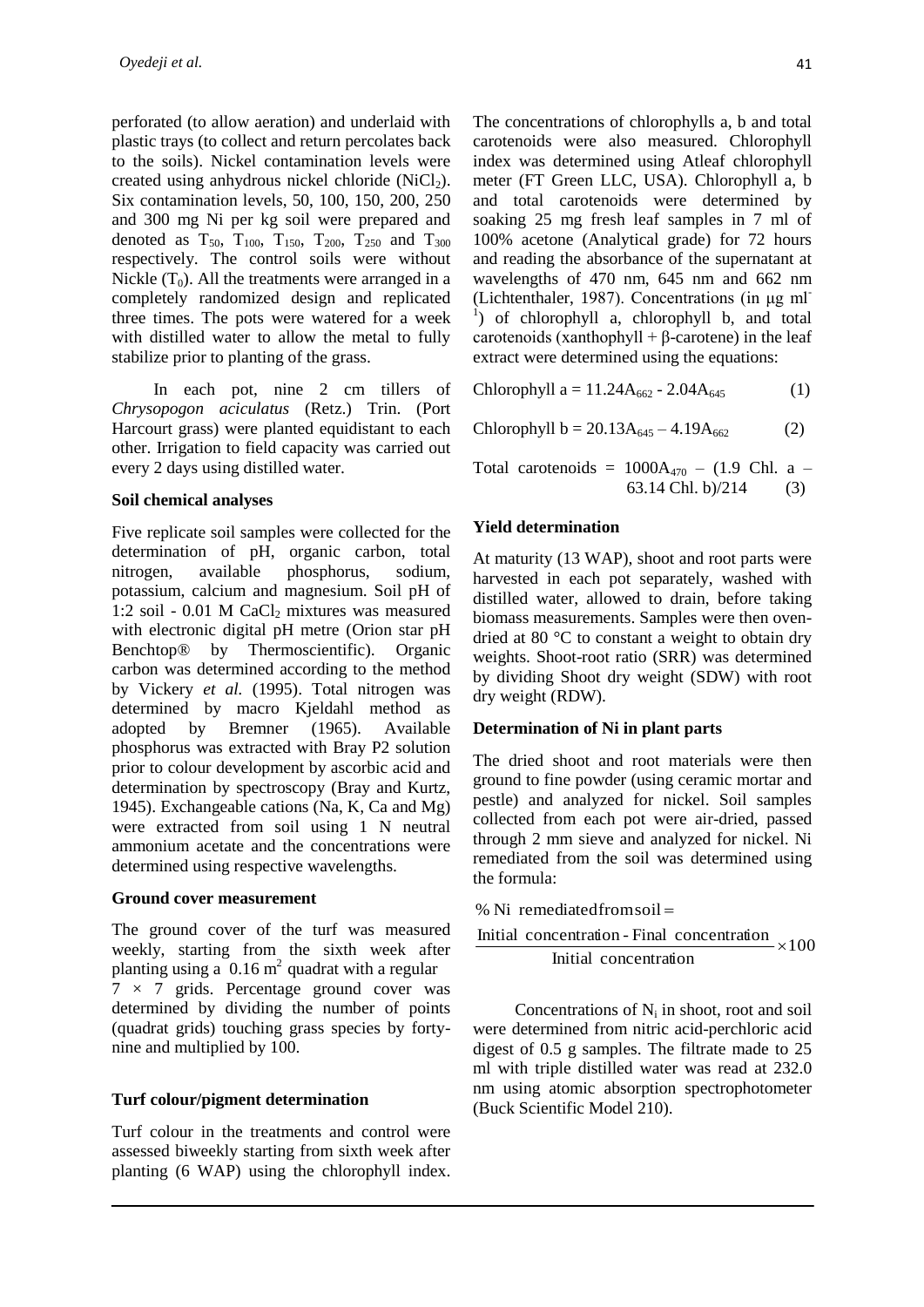perforated (to allow aeration) and underlaid with plastic trays (to collect and return percolates back to the soils). Nickel contamination levels were created using anhydrous nickel chloride ($NiCl_2$). Six contamination levels, 50, 100, 150, 200, 250 and 300 mg Ni per kg soil were prepared and denoted as $T_{50}$, $T_{100}$, $T_{150}$, $T_{200}$, $T_{250}$ and $T_{300}$ respectively. The control soils were without Nickle ($T_0$). All the treatments were arranged in a completely randomized design and replicated three times. The pots were watered for a week with distilled water to allow the metal to fully stabilize prior to planting of the grass.

In each pot, nine 2 cm tillers of *Chrysopogon aciculatus* (Retz.) Trin. (Port Harcourt grass) were planted equidistant to each other. Irrigation to field capacity was carried out every 2 days using distilled water.

**Soil chemical analyses**

Five replicate soil samples were collected for the determination of pH, organic carbon, total nitrogen, available phosphorus, sodium, potassium, calcium and magnesium. Soil pH of 1:2 soil - 0.01 M $CaCl_2$ mixtures was measured with electronic digital pH metre (Orion star pH Benchtop® by Thermoscientific). Organic carbon was determined according to the method by Vickery *et al.* (1995). Total nitrogen was determined by macro Kjeldahl method as adopted by Bremner (1965). Available phosphorus was extracted with Bray P2 solution prior to colour development by ascorbic acid and determination by spectroscopy (Bray and Kurtz, 1945). Exchangeable cations (Na, K, Ca and Mg) were extracted from soil using 1 N neutral ammonium acetate and the concentrations were determined using respective wavelengths.

**Ground cover measurement**

The ground cover of the turf was measured weekly, starting from the sixth week after planting using a $0.16\ m^2$ quadrat with a regular $7 \times 7$ grids. Percentage ground cover was determined by dividing the number of points (quadrat grids) touching grass species by forty-nine and multiplied by 100.

**Turf colour/pigment determination**

Turf colour in the treatments and control were assessed biweekly starting from sixth week after planting (6 WAP) using the chlorophyll index. The concentrations of chlorophylls a, b and total carotenoids were also measured. Chlorophyll index was determined using Atleaf chlorophyll meter (FT Green LLC, USA). Chlorophyll a, b and total carotenoids were determined by soaking 25 mg fresh leaf samples in 7 ml of 100% acetone (Analytical grade) for 72 hours and reading the absorbance of the supernatant at wavelengths of 470 nm, 645 nm and 662 nm (Lichtenthaler, 1987). Concentrations (in μg $ml^{-1}$) of chlorophyll a, chlorophyll b, and total carotenoids (xanthophyll + β-carotene) in the leaf extract were determined using the equations:

$$\text{Chlorophyll a} = 11.24A_{662} - 2.04A_{645} \qquad (1)$$

$$\text{Chlorophyll b} = 20.13A_{645} - 4.19A_{662} \qquad (2)$$

$$\text{Total carotenoids} = 1000A_{470} - (1.9\ \text{Chl. a} - 63.14\ \text{Chl. b})/214 \qquad (3)$$

**Yield determination**

At maturity (13 WAP), shoot and root parts were harvested in each pot separately, washed with distilled water, allowed to drain, before taking biomass measurements. Samples were then oven-dried at 80 °C to constant a weight to obtain dry weights. Shoot-root ratio (SRR) was determined by dividing Shoot dry weight (SDW) with root dry weight (RDW).

**Determination of Ni in plant parts**

The dried shoot and root materials were then ground to fine powder (using ceramic mortar and pestle) and analyzed for nickel. Soil samples collected from each pot were air-dried, passed through 2 mm sieve and analyzed for nickel. Ni remediated from the soil was determined using the formula:

$$\%\ \text{Ni remediated from soil} = \frac{\text{Initial concentration - Final concentration}}{\text{Initial concentration}} \times 100$$

Concentrations of $N_i$ in shoot, root and soil were determined from nitric acid-perchloric acid digest of 0.5 g samples. The filtrate made to 25 ml with triple distilled water was read at 232.0 nm using atomic absorption spectrophotometer (Buck Scientific Model 210).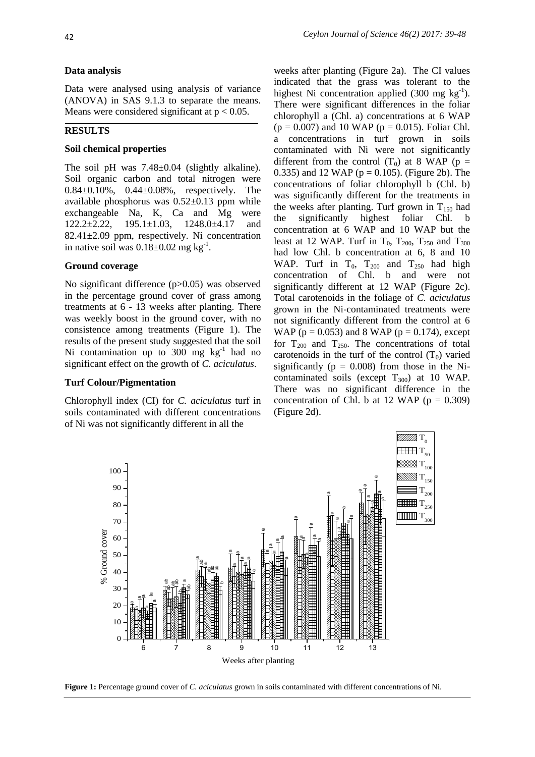## Data analysis

Data were analysed using analysis of variance (ANOVA) in SAS 9.1.3 to separate the means. Means were considered significant at $p < 0.05$.

## RESULTS

### Soil chemical properties

The soil pH was 7.48±0.04 (slightly alkaline). Soil organic carbon and total nitrogen were 0.84±0.10%, 0.44±0.08%, respectively. The available phosphorus was 0.52±0.13 ppm while exchangeable Na, K, Ca and Mg were 122.2±2.22, 195.1±1.03, 1248.0±4.17 and 82.41±2.09 ppm, respectively. Ni concentration in native soil was 0.18±0.02 mg $kg^{-1}$.

### Ground coverage

No significant difference ($p>0.05$) was observed in the percentage ground cover of grass among treatments at 6 - 13 weeks after planting. There was weekly boost in the ground cover, with no consistence among treatments (Figure 1). The results of the present study suggested that the soil Ni contamination up to 300 mg $kg^{-1}$ had no significant effect on the growth of *C. aciculatus*.

### Turf Colour/Pigmentation

Chlorophyll index (CI) for *C. aciculatus* turf in soils contaminated with different concentrations of Ni was not significantly different in all the weeks after planting (Figure 2a). The CI values indicated that the grass was tolerant to the highest Ni concentration applied (300 mg $kg^{-1}$). There were significant differences in the foliar chlorophyll a (Chl. a) concentrations at 6 WAP ($p = 0.007$) and 10 WAP ($p = 0.015$). Foliar Chl. a concentrations in turf grown in soils contaminated with Ni were not significantly different from the control ($T_0$) at 8 WAP ($p = 0.335$) and 12 WAP ($p = 0.105$). (Figure 2b). The concentrations of foliar chlorophyll b (Chl. b) was significantly different for the treatments in the weeks after planting. Turf grown in $T_{150}$ had the significantly highest foliar Chl. b concentration at 6 WAP and 10 WAP but the least at 12 WAP. Turf in $T_0$, $T_{200}$, $T_{250}$ and $T_{300}$ had low Chl. b concentration at 6, 8 and 10 WAP. Turf in $T_0$, $T_{200}$ and $T_{250}$ had high concentration of Chl. b and were not significantly different at 12 WAP (Figure 2c). Total carotenoids in the foliage of *C. aciculatus* grown in the Ni-contaminated treatments were not significantly different from the control at 6 WAP ($p = 0.053$) and 8 WAP ($p = 0.174$), except for $T_{200}$ and $T_{250}$. The concentrations of total carotenoids in the turf of the control ($T_0$) varied significantly ($p = 0.008$) from those in the Ni-contaminated soils (except $T_{300}$) at 10 WAP. There was no significant difference in the concentration of Chl. b at 12 WAP ($p = 0.309$) (Figure 2d).

**Figure 1:** Percentage ground cover of *C. aciculatus* grown in soils contaminated with different concentrations of Ni.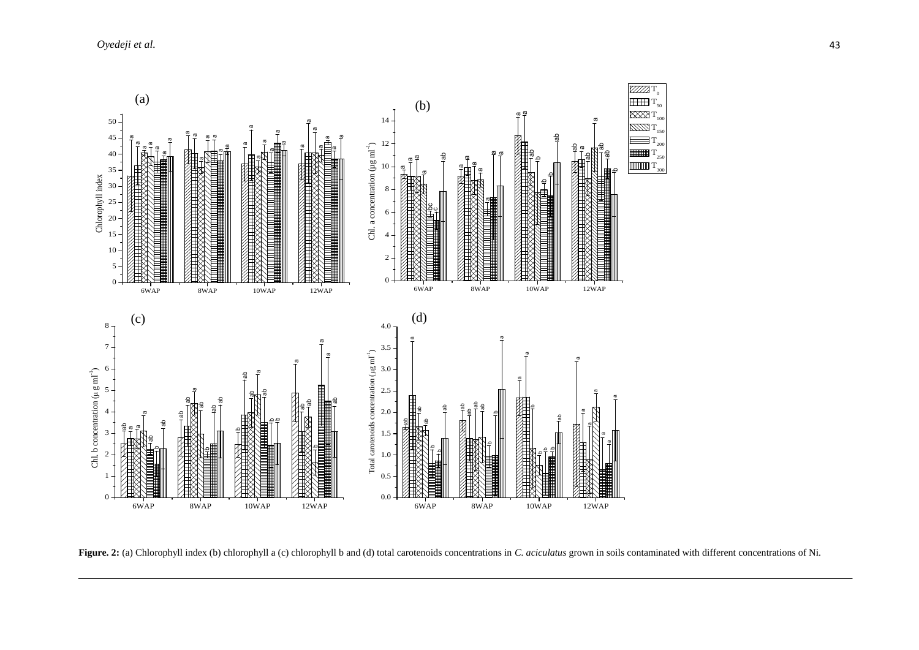**Figure. 2:** (a) Chlorophyll index (b) chlorophyll a (c) chlorophyll b and (d) total carotenoids concentrations in *C. aciculatus* grown in soils contaminated with different concentrations of Ni.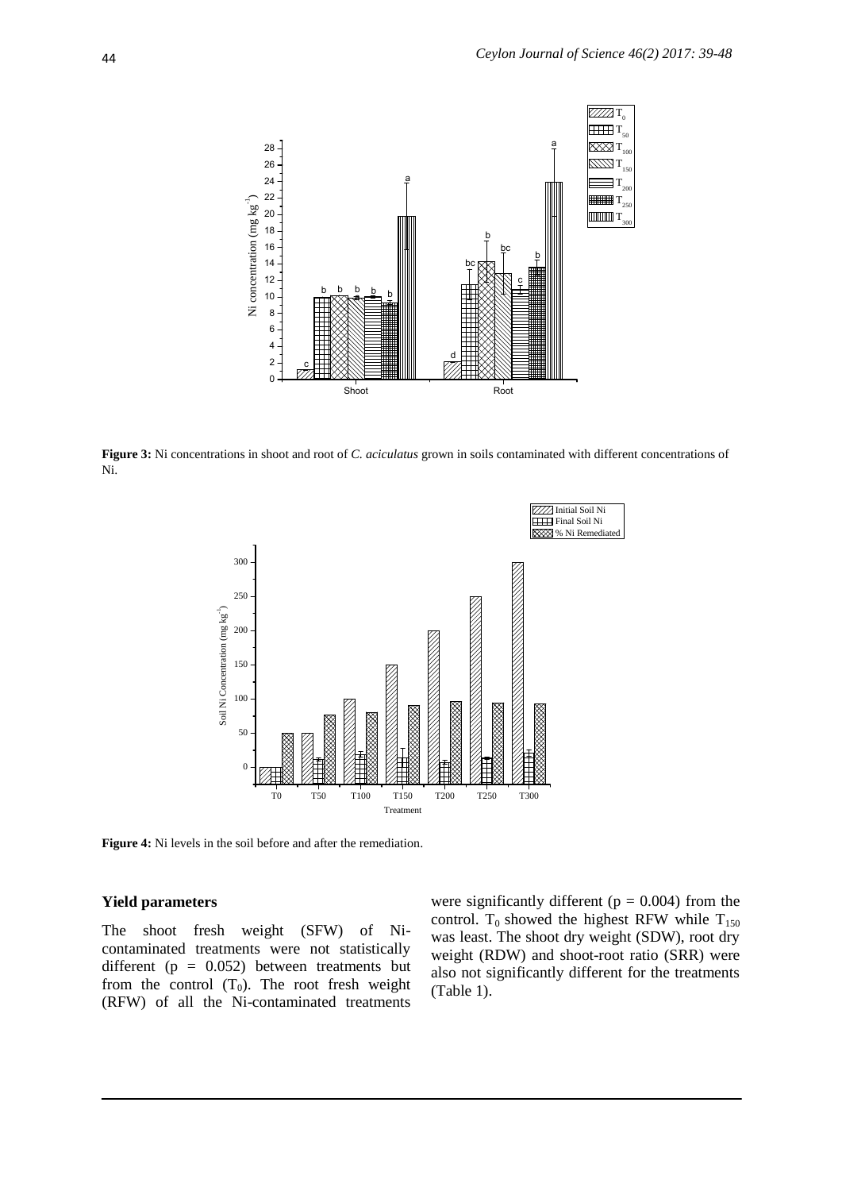**Figure 3:** Ni concentrations in shoot and root of *C. aciculatus* grown in soils contaminated with different concentrations of Ni.

**Figure 4:** Ni levels in the soil before and after the remediation.

### Yield parameters

The shoot fresh weight (SFW) of Ni-contaminated treatments were not statistically different ($p = 0.052$) between treatments but from the control ($T_0$). The root fresh weight (RFW) of all the Ni-contaminated treatments were significantly different ($p = 0.004$) from the control. $T_0$ showed the highest RFW while $T_{150}$ was least. The shoot dry weight (SDW), root dry weight (RDW) and shoot-root ratio (SRR) were also not significantly different for the treatments (Table 1).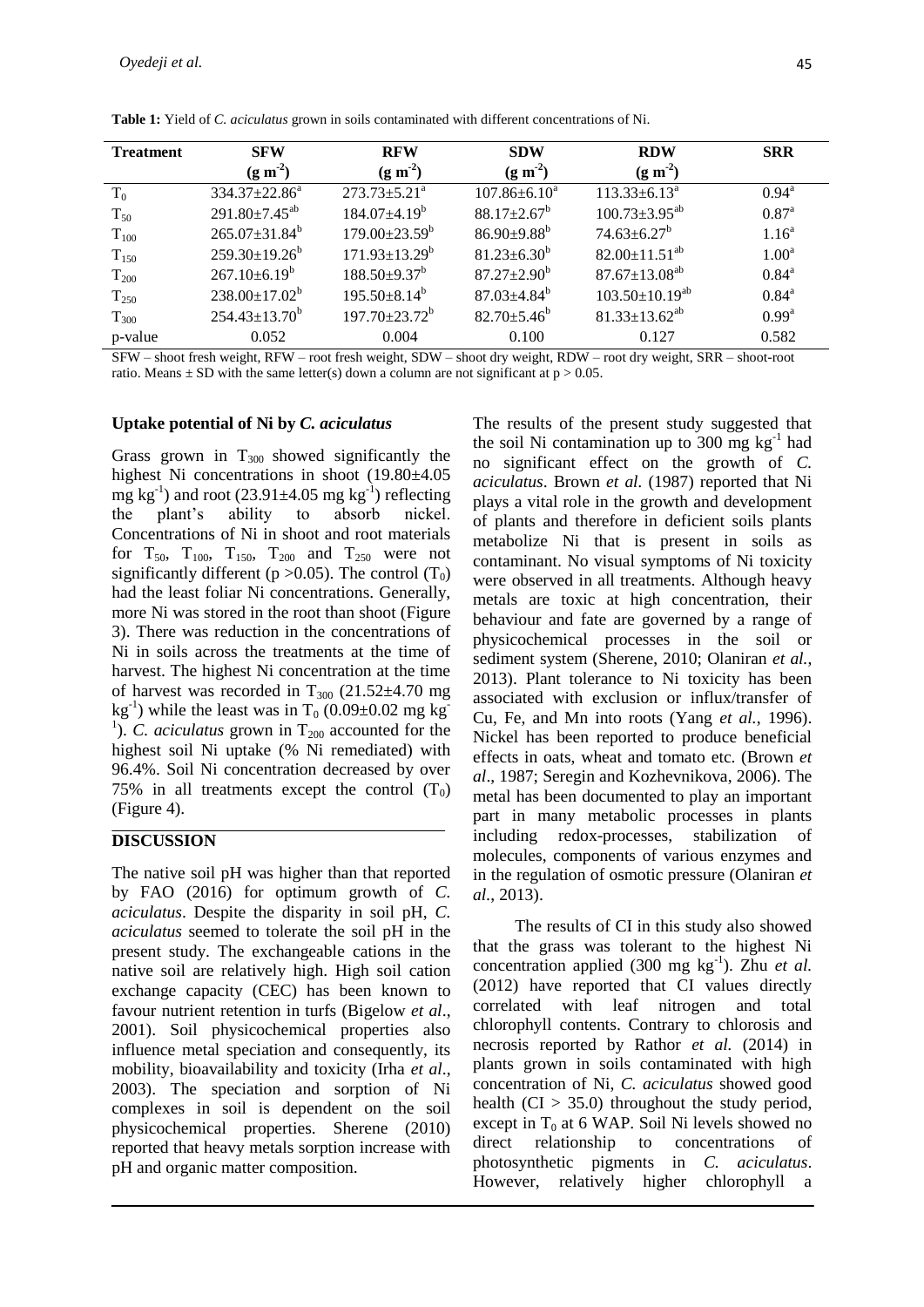**Table 1:** Yield of *C. aciculatus* grown in soils contaminated with different concentrations of Ni.

| Treatment | SFW ($g\ m^{-2}$) | RFW ($g\ m^{-2}$) | SDW ($g\ m^{-2}$) | RDW ($g\ m^{-2}$) | SRR |
|---|---|---|---|---|---|
| $T_0$ | $334.37 \pm 22.86^{a}$ | $273.73 \pm 5.21^{a}$ | $107.86 \pm 6.10^{a}$ | $113.33 \pm 6.13^{a}$ | $0.94^{a}$ |
| $T_{50}$ | $291.80 \pm 7.45^{ab}$ | $184.07 \pm 4.19^{b}$ | $88.17 \pm 2.67^{b}$ | $100.73 \pm 3.95^{ab}$ | $0.87^{a}$ |
| $T_{100}$ | $265.07 \pm 31.84^{b}$ | $179.00 \pm 23.59^{b}$ | $86.90 \pm 9.88^{b}$ | $74.63 \pm 6.27^{b}$ | $1.16^{a}$ |
| $T_{150}$ | $259.30 \pm 19.26^{b}$ | $171.93 \pm 13.29^{b}$ | $81.23 \pm 6.30^{b}$ | $82.00 \pm 11.51^{ab}$ | $1.00^{a}$ |
| $T_{200}$ | $267.10 \pm 6.19^{b}$ | $188.50 \pm 9.37^{b}$ | $87.27 \pm 2.90^{b}$ | $87.67 \pm 13.08^{ab}$ | $0.84^{a}$ |
| $T_{250}$ | $238.00 \pm 17.02^{b}$ | $195.50 \pm 8.14^{b}$ | $87.03 \pm 4.84^{b}$ | $103.50 \pm 10.19^{ab}$ | $0.84^{a}$ |
| $T_{300}$ | $254.43 \pm 13.70^{b}$ | $197.70 \pm 23.72^{b}$ | $82.70 \pm 5.46^{b}$ | $81.33 \pm 13.62^{ab}$ | $0.99^{a}$ |
| p-value | 0.052 | 0.004 | 0.100 | 0.127 | 0.582 |

SFW – shoot fresh weight, RFW – root fresh weight, SDW – shoot dry weight, RDW – root dry weight, SRR – shoot-root ratio. Means ± SD with the same letter(s) down a column are not significant at $p > 0.05$.

### Uptake potential of Ni by *C. aciculatus*

Grass grown in $T_{300}$ showed significantly the highest Ni concentrations in shoot (19.80±4.05 mg $kg^{-1}$) and root (23.91±4.05 mg $kg^{-1}$) reflecting the plant's ability to absorb nickel. Concentrations of Ni in shoot and root materials for $T_{50}$, $T_{100}$, $T_{150}$, $T_{200}$ and $T_{250}$ were not significantly different ($p > 0.05$). The control ($T_0$) had the least foliar Ni concentrations. Generally, more Ni was stored in the root than shoot (Figure 3). There was reduction in the concentrations of Ni in soils across the treatments at the time of harvest. The highest Ni concentration at the time of harvest was recorded in $T_{300}$ (21.52±4.70 mg $kg^{-1}$) while the least was in $T_0$ (0.09±0.02 mg $kg^{-1}$). *C. aciculatus* grown in $T_{200}$ accounted for the highest soil Ni uptake (% Ni remediated) with 96.4%. Soil Ni concentration decreased by over 75% in all treatments except the control ($T_0$) (Figure 4).

## DISCUSSION

The native soil pH was higher than that reported by FAO (2016) for optimum growth of *C. aciculatus*. Despite the disparity in soil pH, *C. aciculatus* seemed to tolerate the soil pH in the present study. The exchangeable cations in the native soil are relatively high. High soil cation exchange capacity (CEC) has been known to favour nutrient retention in turfs (Bigelow *et al*., 2001). Soil physicochemical properties also influence metal speciation and consequently, its mobility, bioavailability and toxicity (Irha *et al*., 2003). The speciation and sorption of Ni complexes in soil is dependent on the soil physicochemical properties. Sherene (2010) reported that heavy metals sorption increase with pH and organic matter composition.

The results of the present study suggested that the soil Ni contamination up to 300 mg $kg^{-1}$ had no significant effect on the growth of *C. aciculatus*. Brown *et al.* (1987) reported that Ni plays a vital role in the growth and development of plants and therefore in deficient soils plants metabolize Ni that is present in soils as contaminant. No visual symptoms of Ni toxicity were observed in all treatments. Although heavy metals are toxic at high concentration, their behaviour and fate are governed by a range of physicochemical processes in the soil or sediment system (Sherene, 2010; Olaniran *et al.*, 2013). Plant tolerance to Ni toxicity has been associated with exclusion or influx/transfer of Cu, Fe, and Mn into roots (Yang *et al.*, 1996). Nickel has been reported to produce beneficial effects in oats, wheat and tomato etc. (Brown *et al*., 1987; Seregin and Kozhevnikova, 2006). The metal has been documented to play an important part in many metabolic processes in plants including redox-processes, stabilization of molecules, components of various enzymes and in the regulation of osmotic pressure (Olaniran *et al.*, 2013).

The results of CI in this study also showed that the grass was tolerant to the highest Ni concentration applied (300 mg $kg^{-1}$). Zhu *et al.* (2012) have reported that CI values directly correlated with leaf nitrogen and total chlorophyll contents. Contrary to chlorosis and necrosis reported by Rathor *et al.* (2014) in plants grown in soils contaminated with high concentration of Ni, *C. aciculatus* showed good health (CI > 35.0) throughout the study period, except in $T_0$ at 6 WAP. Soil Ni levels showed no direct relationship to concentrations of photosynthetic pigments in *C. aciculatus*. However, relatively higher chlorophyll a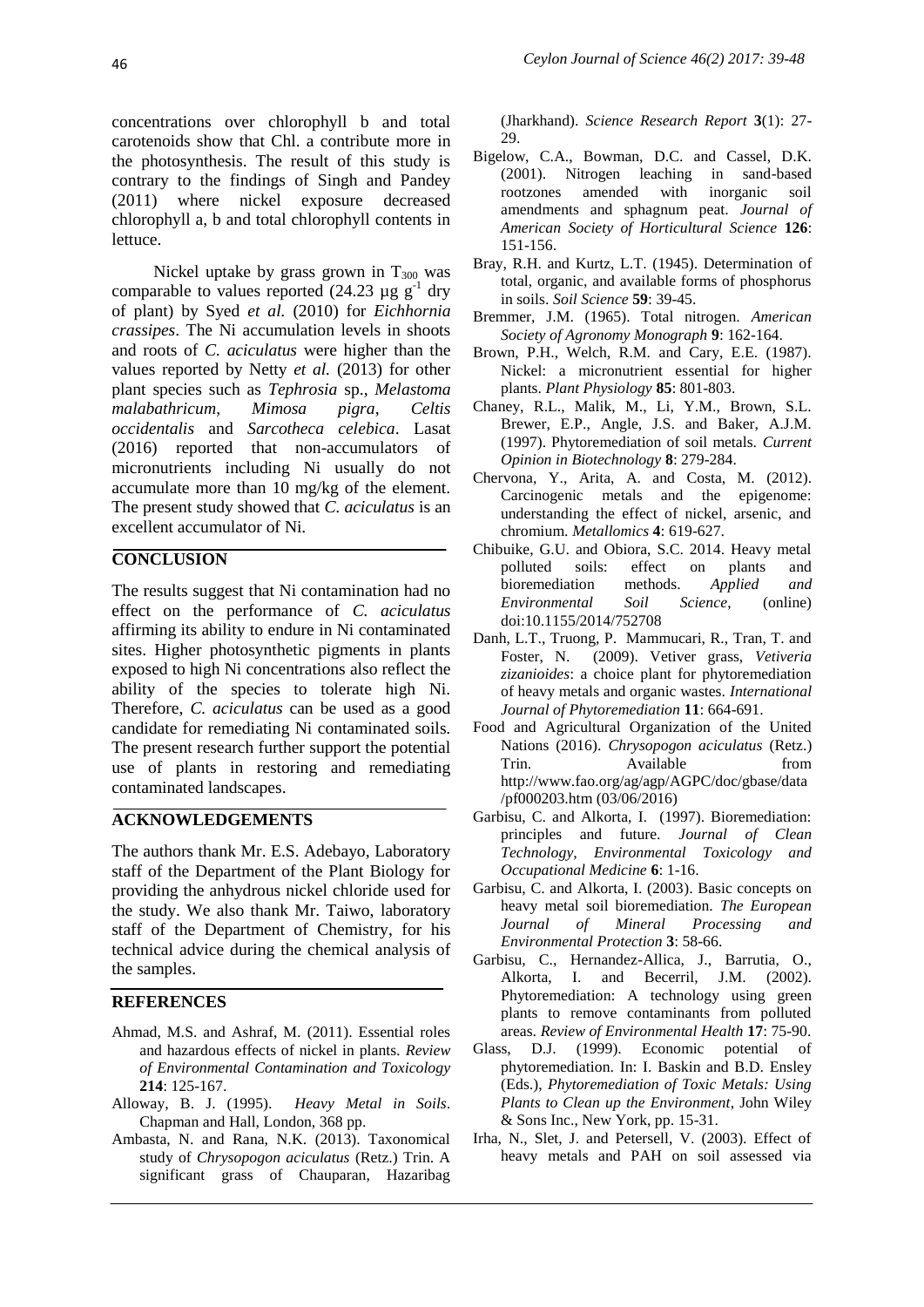concentrations over chlorophyll b and total carotenoids show that Chl. a contribute more in the photosynthesis. The result of this study is contrary to the findings of Singh and Pandey (2011) where nickel exposure decreased chlorophyll a, b and total chlorophyll contents in lettuce.

Nickel uptake by grass grown in $T_{300}$ was comparable to values reported (24.23 µg $g^{-1}$ dry of plant) by Syed *et al.* (2010) for *Eichhornia crassipes*. The Ni accumulation levels in shoots and roots of *C. aciculatus* were higher than the values reported by Netty *et al.* (2013) for other plant species such as *Tephrosia* sp., *Melastoma malabathricum*, *Mimosa pigra*, *Celtis occidentalis* and *Sarcotheca celebica*. Lasat (2016) reported that non-accumulators of micronutrients including Ni usually do not accumulate more than 10 mg/kg of the element. The present study showed that *C. aciculatus* is an excellent accumulator of Ni.

## CONCLUSION

The results suggest that Ni contamination had no effect on the performance of *C. aciculatus* affirming its ability to endure in Ni contaminated sites. Higher photosynthetic pigments in plants exposed to high Ni concentrations also reflect the ability of the species to tolerate high Ni. Therefore, *C. aciculatus* can be used as a good candidate for remediating Ni contaminated soils. The present research further support the potential use of plants in restoring and remediating contaminated landscapes.

## ACKNOWLEDGEMENTS

The authors thank Mr. E.S. Adebayo, Laboratory staff of the Department of the Plant Biology for providing the anhydrous nickel chloride used for the study. We also thank Mr. Taiwo, laboratory staff of the Department of Chemistry, for his technical advice during the chemical analysis of the samples.

## REFERENCES

Ahmad, M.S. and Ashraf, M. (2011). Essential roles and hazardous effects of nickel in plants. *Review of Environmental Contamination and Toxicology* **214**: 125-167.

Alloway, B. J. (1995). *Heavy Metal in Soils*. Chapman and Hall, London, 368 pp.

Ambasta, N. and Rana, N.K. (2013). Taxonomical study of *Chrysopogon aciculatus* (Retz.) Trin. A significant grass of Chauparan, Hazaribag (Jharkhand). *Science Research Report* **3**(1): 27-29.

Bigelow, C.A., Bowman, D.C. and Cassel, D.K. (2001). Nitrogen leaching in sand-based rootzones amended with inorganic soil amendments and sphagnum peat. *Journal of American Society of Horticultural Science* **126**: 151-156.

Bray, R.H. and Kurtz, L.T. (1945). Determination of total, organic, and available forms of phosphorus in soils. *Soil Science* **59**: 39-45.

Bremmer, J.M. (1965). Total nitrogen. *American Society of Agronomy Monograph* **9**: 162-164.

Brown, P.H., Welch, R.M. and Cary, E.E. (1987). Nickel: a micronutrient essential for higher plants. *Plant Physiology* **85**: 801-803.

Chaney, R.L., Malik, M., Li, Y.M., Brown, S.L. Brewer, E.P., Angle, J.S. and Baker, A.J.M. (1997). Phytoremediation of soil metals. *Current Opinion in Biotechnology* **8**: 279-284.

Chervona, Y., Arita, A. and Costa, M. (2012). Carcinogenic metals and the epigenome: understanding the effect of nickel, arsenic, and chromium. *Metallomics* **4**: 619-627.

Chibuike, G.U. and Obiora, S.C. 2014. Heavy metal polluted soils: effect on plants and bioremediation methods. *Applied and Environmental Soil Science*, (online) doi:10.1155/2014/752708

Danh, L.T., Truong, P. Mammucari, R., Tran, T. and Foster, N. (2009). Vetiver grass, *Vetiveria zizanioides*: a choice plant for phytoremediation of heavy metals and organic wastes. *International Journal of Phytoremediation* **11**: 664-691.

Food and Agricultural Organization of the United Nations (2016). *Chrysopogon aciculatus* (Retz.) Trin. Available from http://www.fao.org/ag/agp/AGPC/doc/gbase/data/pf000203.htm (03/06/2016)

Garbisu, C. and Alkorta, I. (1997). Bioremediation: principles and future. *Journal of Clean Technology, Environmental Toxicology and Occupational Medicine* **6**: 1-16.

Garbisu, C. and Alkorta, I. (2003). Basic concepts on heavy metal soil bioremediation. *The European Journal of Mineral Processing and Environmental Protection* **3**: 58-66.

Garbisu, C., Hernandez-Allica, J., Barrutia, O., Alkorta, I. and Becerril, J.M. (2002). Phytoremediation: A technology using green plants to remove contaminants from polluted areas. *Review of Environmental Health* **17**: 75-90.

Glass, D.J. (1999). Economic potential of phytoremediation. In: I. Baskin and B.D. Ensley (Eds.), *Phytoremediation of Toxic Metals: Using Plants to Clean up the Environment*, John Wiley & Sons Inc., New York, pp. 15-31.

Irha, N., Slet, J. and Petersell, V. (2003). Effect of heavy metals and PAH on soil assessed via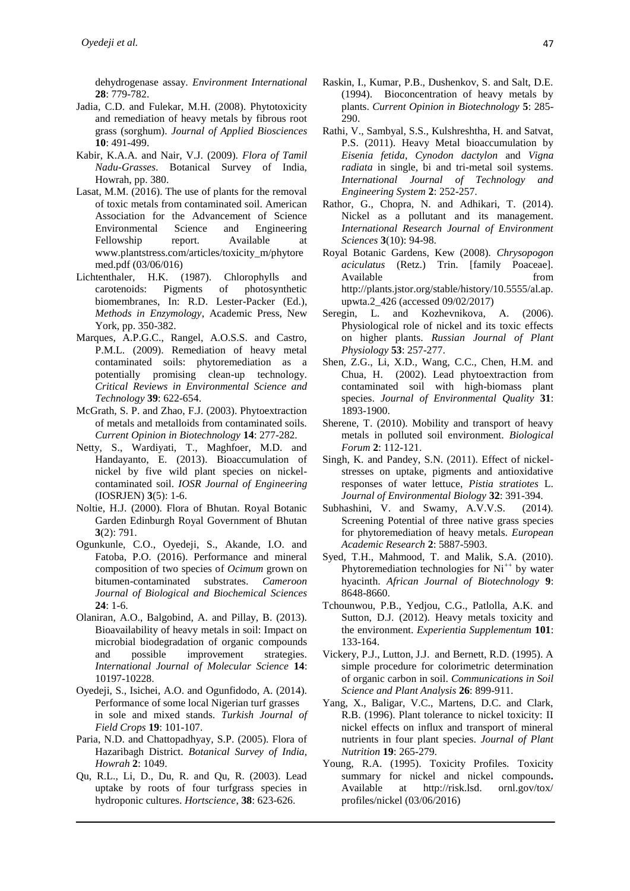dehydrogenase assay. *Environment International* **28**: 779-782.

Jadia, C.D. and Fulekar, M.H. (2008). Phytotoxicity and remediation of heavy metals by fibrous root grass (sorghum). *Journal of Applied Biosciences* **10**: 491-499.

Kabir, K.A.A. and Nair, V.J. (2009). *Flora of Tamil Nadu-Grasses*. Botanical Survey of India, Howrah, pp. 380.

Lasat, M.M. (2016). The use of plants for the removal of toxic metals from contaminated soil. American Association for the Advancement of Science Environmental Science and Engineering Fellowship report. Available at www.plantstress.com/articles/toxicity_m/phytoremed.pdf (03/06/016)

Lichtenthaler, H.K. (1987). Chlorophylls and carotenoids: Pigments of photosynthetic biomembranes, In: R.D. Lester-Packer (Ed.), *Methods in Enzymology*, Academic Press, New York, pp. 350-382.

Marques, A.P.G.C., Rangel, A.O.S.S. and Castro, P.M.L. (2009). Remediation of heavy metal contaminated soils: phytoremediation as a potentially promising clean-up technology. *Critical Reviews in Environmental Science and Technology* **39**: 622-654.

McGrath, S. P. and Zhao, F.J. (2003). Phytoextraction of metals and metalloids from contaminated soils. *Current Opinion in Biotechnology* **14**: 277-282.

Netty, S., Wardiyati, T., Maghfoer, M.D. and Handayanto, E. (2013). Bioaccumulation of nickel by five wild plant species on nickel-contaminated soil. *IOSR Journal of Engineering* (IOSRJEN) **3**(5): 1-6.

Noltie, H.J. (2000). Flora of Bhutan. Royal Botanic Garden Edinburgh Royal Government of Bhutan **3**(2): 791.

Ogunkunle, C.O., Oyedeji, S., Akande, I.O. and Fatoba, P.O. (2016). Performance and mineral composition of two species of *Ocimum* grown on bitumen-contaminated substrates. *Cameroon Journal of Biological and Biochemical Sciences* **24**: 1-6.

Olaniran, A.O., Balgobind, A. and Pillay, B. (2013). Bioavailability of heavy metals in soil: Impact on microbial biodegradation of organic compounds and possible improvement strategies. *International Journal of Molecular Science* **14**: 10197-10228.

Oyedeji, S., Isichei, A.O. and Ogunfidodo, A. (2014). Performance of some local Nigerian turf grasses in sole and mixed stands. *Turkish Journal of Field Crops* **19**: 101-107.

Paria, N.D. and Chattopadhyay, S.P. (2005). Flora of Hazaribagh District. *Botanical Survey of India, Howrah* **2**: 1049.

Qu, R.L., Li, D., Du, R. and Qu, R. (2003). Lead uptake by roots of four turfgrass species in hydroponic cultures. *Hortscience*, **38**: 623-626.

Raskin, I., Kumar, P.B., Dushenkov, S. and Salt, D.E. (1994). Bioconcentration of heavy metals by plants. *Current Opinion in Biotechnology* **5**: 285-290.

Rathi, V., Sambyal, S.S., Kulshreshtha, H. and Satvat, P.S. (2011). Heavy Metal bioaccumulation by *Eisenia fetida*, *Cynodon dactylon* and *Vigna radiata* in single, bi and tri-metal soil systems. *International Journal of Technology and Engineering System* **2**: 252-257.

Rathor, G., Chopra, N. and Adhikari, T. (2014). Nickel as a pollutant and its management. *International Research Journal of Environment Sciences* **3**(10): 94-98.

Royal Botanic Gardens, Kew (2008). *Chrysopogon aciculatus* (Retz.) Trin. [family Poaceae]. Available from http://plants.jstor.org/stable/history/10.5555/al.ap.upwta.2_426 (accessed 09/02/2017)

Seregin, L. and Kozhevnikova, A. (2006). Physiological role of nickel and its toxic effects on higher plants. *Russian Journal of Plant Physiology* **53**: 257-277.

Shen, Z.G., Li, X.D., Wang, C.C., Chen, H.M. and Chua, H. (2002). Lead phytoextraction from contaminated soil with high-biomass plant species. *Journal of Environmental Quality* **31**: 1893-1900.

Sherene, T. (2010). Mobility and transport of heavy metals in polluted soil environment. *Biological Forum* **2**: 112-121.

Singh, K. and Pandey, S.N. (2011). Effect of nickel-stresses on uptake, pigments and antioxidative responses of water lettuce, *Pistia stratiotes* L. *Journal of Environmental Biology* **32**: 391-394.

Subhashini, V. and Swamy, A.V.V.S. (2014). Screening Potential of three native grass species for phytoremediation of heavy metals. *European Academic Research* **2**: 5887-5903.

Syed, T.H., Mahmood, T. and Malik, S.A. (2010). Phytoremediation technologies for $Ni^{++}$ by water hyacinth. *African Journal of Biotechnology* **9**: 8648-8660.

Tchounwou, P.B., Yedjou, C.G., Patlolla, A.K. and Sutton, D.J. (2012). Heavy metals toxicity and the environment. *Experientia Supplementum* **101**: 133-164.

Vickery, P.J., Lutton, J.J. and Bernett, R.D. (1995). A simple procedure for colorimetric determination of organic carbon in soil. *Communications in Soil Science and Plant Analysis* **26**: 899-911.

Yang, X., Baligar, V.C., Martens, D.C. and Clark, R.B. (1996). Plant tolerance to nickel toxicity: II nickel effects on influx and transport of mineral nutrients in four plant species. *Journal of Plant Nutrition* **19**: 265-279.

Young, R.A. (1995). Toxicity Profiles. Toxicity summary for nickel and nickel compounds**.** Available at http://risk.lsd. ornl.gov/tox/profiles/nickel (03/06/2016)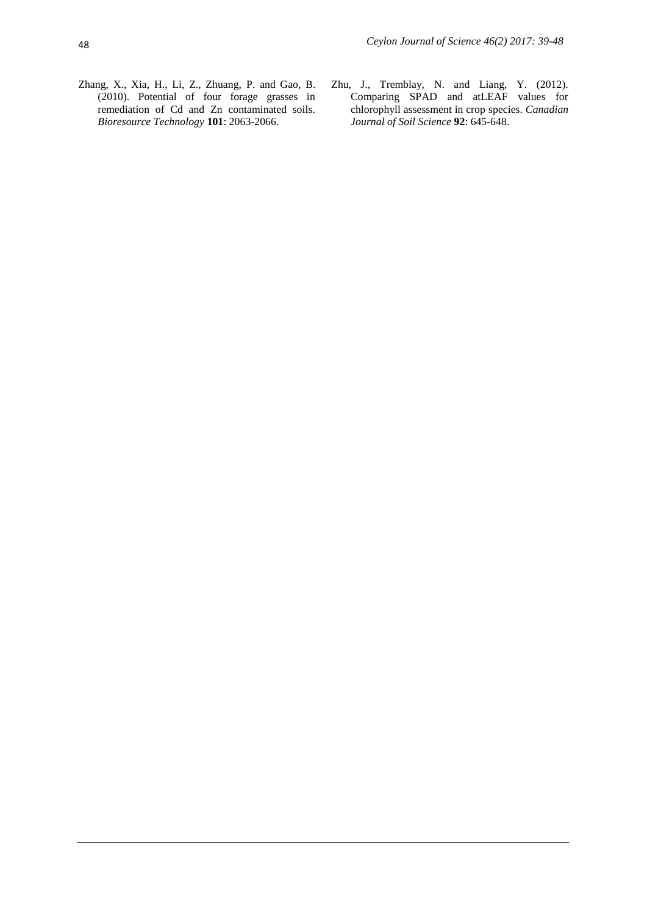Zhang, X., Xia, H., Li, Z., Zhuang, P. and Gao, B. (2010). Potential of four forage grasses in remediation of Cd and Zn contaminated soils. *Bioresource Technology* **101**: 2063-2066.

Zhu, J., Tremblay, N. and Liang, Y. (2012). Comparing SPAD and atLEAF values for chlorophyll assessment in crop species. *Canadian Journal of Soil Science* **92**: 645-648.